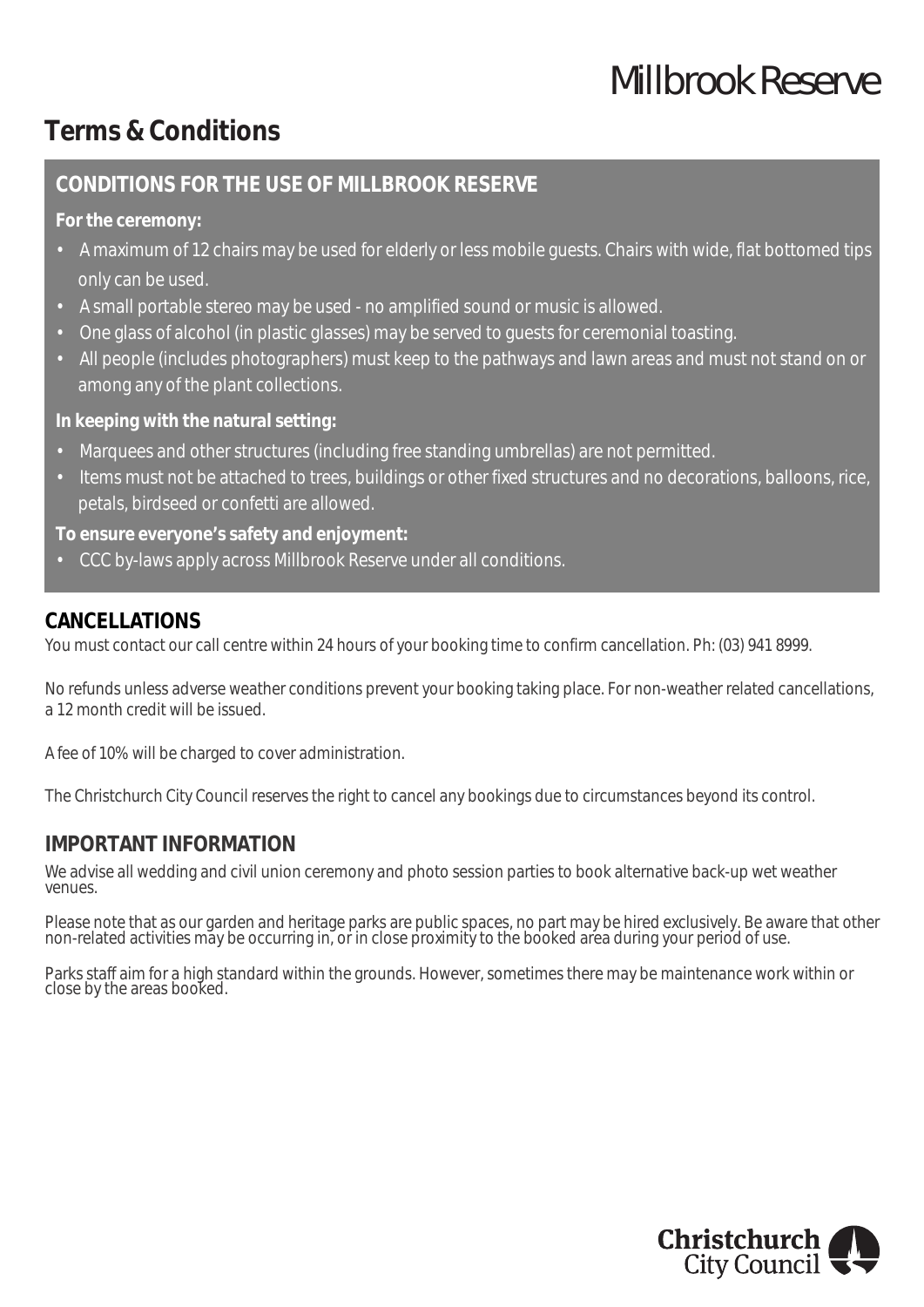# Millbrook Reserve

## Terms & Conditions

### CONDITIONS FOR THE USE OF MILLBROOK RESERVE

**For the ceremony:**

- A maximum of 12 chairs may be used for elderly or less mobile guests. Chairs with wide, flat bottomed tips only can be used.
- A small portable stereo may be used - no amplified sound or music is allowed.
- One glass of alcohol (in plastic glasses) may be served to guests for ceremonial toasting.
- All people (includes photographers) must keep to the pathways and lawn areas and must not stand on or among any of the plant collections.

**In keeping with the natural setting:**

- Marquees and other structures (including free standing umbrellas) are not permitted.
- Items must not be attached to trees, buildings or other fixed structures and no decorations, balloons, rice, petals, birdseed or confetti are allowed.

**To ensure everyone's safety and enjoyment:**

- CCC by-laws apply across Millbrook Reserve under all conditions.

### CANCELLATIONS

You must contact our call centre within 24 hours of your booking time to confirm cancellation. Ph: (03) 941 8999.

No refunds unless adverse weather conditions prevent your booking taking place. For non-weather related cancellations, a 12 month credit will be issued.

A fee of 10% will be charged to cover administration.

The Christchurch City Council reserves the right to cancel any bookings due to circumstances beyond its control.

### IMPORTANT INFORMATION

We advise all wedding and civil union ceremony and photo session parties to book alternative back-up wet weather venues.

Please note that as our garden and heritage parks are public spaces, no part may be hired exclusively. Be aware that other non-related activities may be occurring in, or in close proximity to the booked area during your period of use.

Parks staff aim for a high standard within the grounds. However, sometimes there may be maintenance work within or close by the areas booked.

Christchurch City Council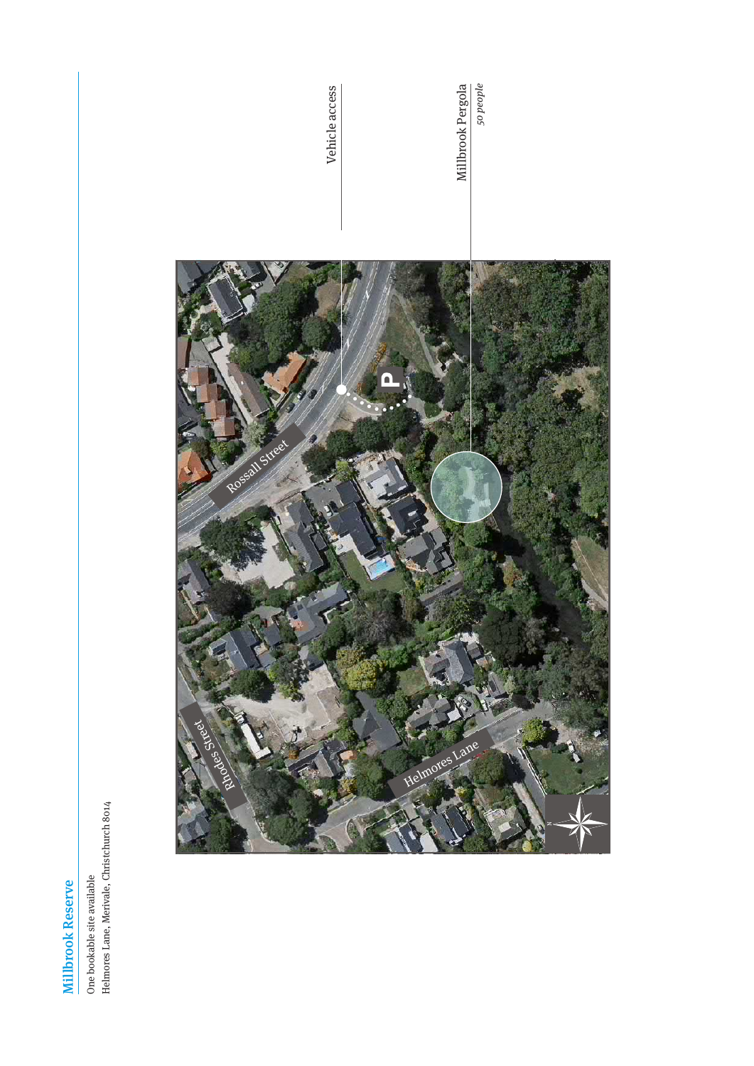# Millbrook Reserve

One bookable site available

Helmores Lane, Merivale, Christchurch 8014

Vehicle access

Millbrook Pergola

*50 people*

Rossall Street

Rhodes Street

Helmores Lane

P

N